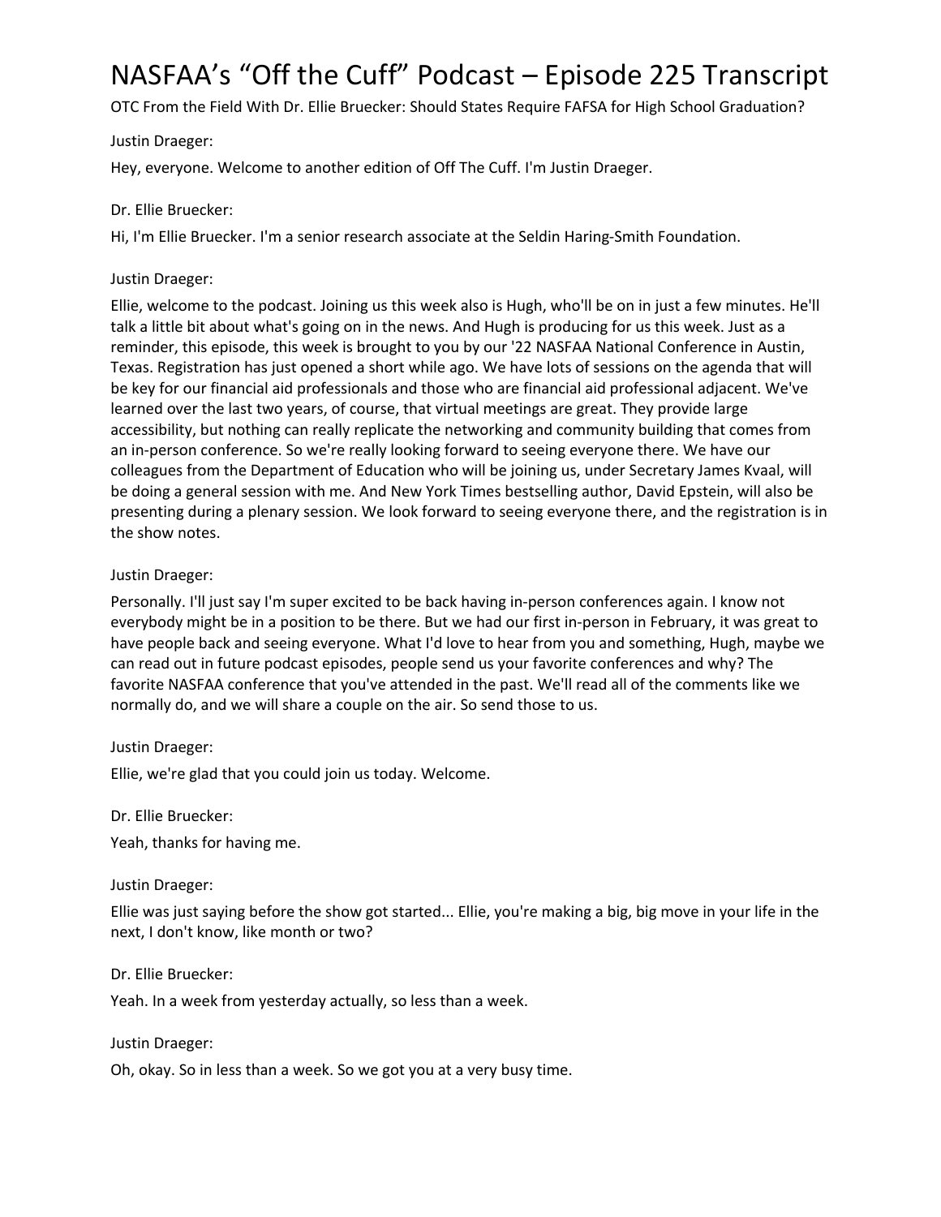# NASFAA's "Off the Cuff" Podcast – Episode 225 Transcript

OTC From the Field With Dr. Ellie Bruecker: Should States Require FAFSA for High School Graduation?

Justin Draeger:

Hey, everyone. Welcome to another edition of Off The Cuff. I'm Justin Draeger.

Dr. Ellie Bruecker:

Hi, I'm Ellie Bruecker. I'm a senior research associate at the Seldin Haring-Smith Foundation.

Justin Draeger:

Ellie, welcome to the podcast. Joining us this week also is Hugh, who'll be on in just a few minutes. He'll talk a little bit about what's going on in the news. And Hugh is producing for us this week. Just as a reminder, this episode, this week is brought to you by our '22 NASFAA National Conference in Austin, Texas. Registration has just opened a short while ago. We have lots of sessions on the agenda that will be key for our financial aid professionals and those who are financial aid professional adjacent. We've learned over the last two years, of course, that virtual meetings are great. They provide large accessibility, but nothing can really replicate the networking and community building that comes from an in-person conference. So we're really looking forward to seeing everyone there. We have our colleagues from the Department of Education who will be joining us, under Secretary James Kvaal, will be doing a general session with me. And New York Times bestselling author, David Epstein, will also be presenting during a plenary session. We look forward to seeing everyone there, and the registration is in the show notes.

Justin Draeger:

Personally. I'll just say I'm super excited to be back having in-person conferences again. I know not everybody might be in a position to be there. But we had our first in-person in February, it was great to have people back and seeing everyone. What I'd love to hear from you and something, Hugh, maybe we can read out in future podcast episodes, people send us your favorite conferences and why? The favorite NASFAA conference that you've attended in the past. We'll read all of the comments like we normally do, and we will share a couple on the air. So send those to us.

Justin Draeger:

Ellie, we're glad that you could join us today. Welcome.

Dr. Ellie Bruecker:

Yeah, thanks for having me.

Justin Draeger:

Ellie was just saying before the show got started... Ellie, you're making a big, big move in your life in the next, I don't know, like month or two?

Dr. Ellie Bruecker:

Yeah. In a week from yesterday actually, so less than a week.

Justin Draeger:

Oh, okay. So in less than a week. So we got you at a very busy time.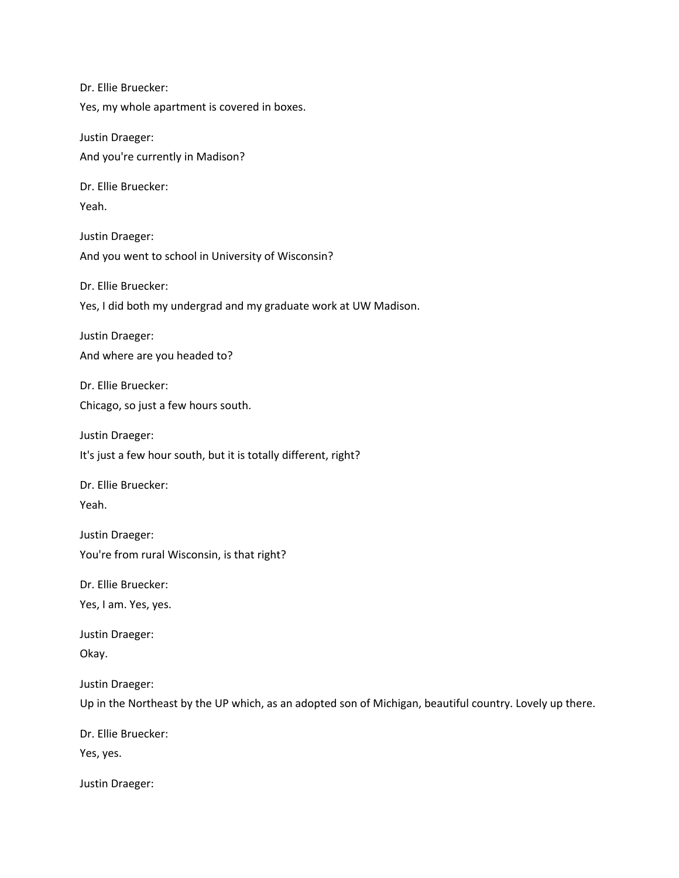Dr. Ellie Bruecker:

Yes, my whole apartment is covered in boxes.

Justin Draeger:

And you're currently in Madison?

Dr. Ellie Bruecker:

Yeah.

Justin Draeger:

And you went to school in University of Wisconsin?

Dr. Ellie Bruecker:

Yes, I did both my undergrad and my graduate work at UW Madison.

Justin Draeger:

And where are you headed to?

Dr. Ellie Bruecker:

Chicago, so just a few hours south.

Justin Draeger:

It's just a few hour south, but it is totally different, right?

Dr. Ellie Bruecker:

Yeah.

Justin Draeger:

You're from rural Wisconsin, is that right?

Dr. Ellie Bruecker:

Yes, I am. Yes, yes.

Justin Draeger:

Okay.

Justin Draeger:

Up in the Northeast by the UP which, as an adopted son of Michigan, beautiful country. Lovely up there.

Dr. Ellie Bruecker:

Yes, yes.

Justin Draeger: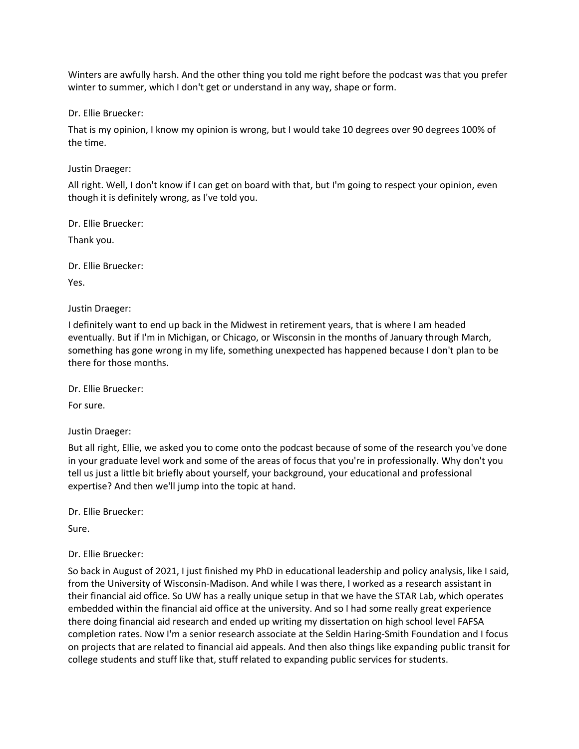Winters are awfully harsh. And the other thing you told me right before the podcast was that you prefer winter to summer, which I don't get or understand in any way, shape or form.

Dr. Ellie Bruecker:

That is my opinion, I know my opinion is wrong, but I would take 10 degrees over 90 degrees 100% of the time.

Justin Draeger:

All right. Well, I don't know if I can get on board with that, but I'm going to respect your opinion, even though it is definitely wrong, as I've told you.

Dr. Ellie Bruecker:

Thank you.

Dr. Ellie Bruecker:

Yes.

Justin Draeger:

I definitely want to end up back in the Midwest in retirement years, that is where I am headed eventually. But if I'm in Michigan, or Chicago, or Wisconsin in the months of January through March, something has gone wrong in my life, something unexpected has happened because I don't plan to be there for those months.

Dr. Ellie Bruecker:

For sure.

Justin Draeger:

But all right, Ellie, we asked you to come onto the podcast because of some of the research you've done in your graduate level work and some of the areas of focus that you're in professionally. Why don't you tell us just a little bit briefly about yourself, your background, your educational and professional expertise? And then we'll jump into the topic at hand.

Dr. Ellie Bruecker:

Sure.

Dr. Ellie Bruecker:

So back in August of 2021, I just finished my PhD in educational leadership and policy analysis, like I said, from the University of Wisconsin-Madison. And while I was there, I worked as a research assistant in their financial aid office. So UW has a really unique setup in that we have the STAR Lab, which operates embedded within the financial aid office at the university. And so I had some really great experience there doing financial aid research and ended up writing my dissertation on high school level FAFSA completion rates. Now I'm a senior research associate at the Seldin Haring-Smith Foundation and I focus on projects that are related to financial aid appeals. And then also things like expanding public transit for college students and stuff like that, stuff related to expanding public services for students.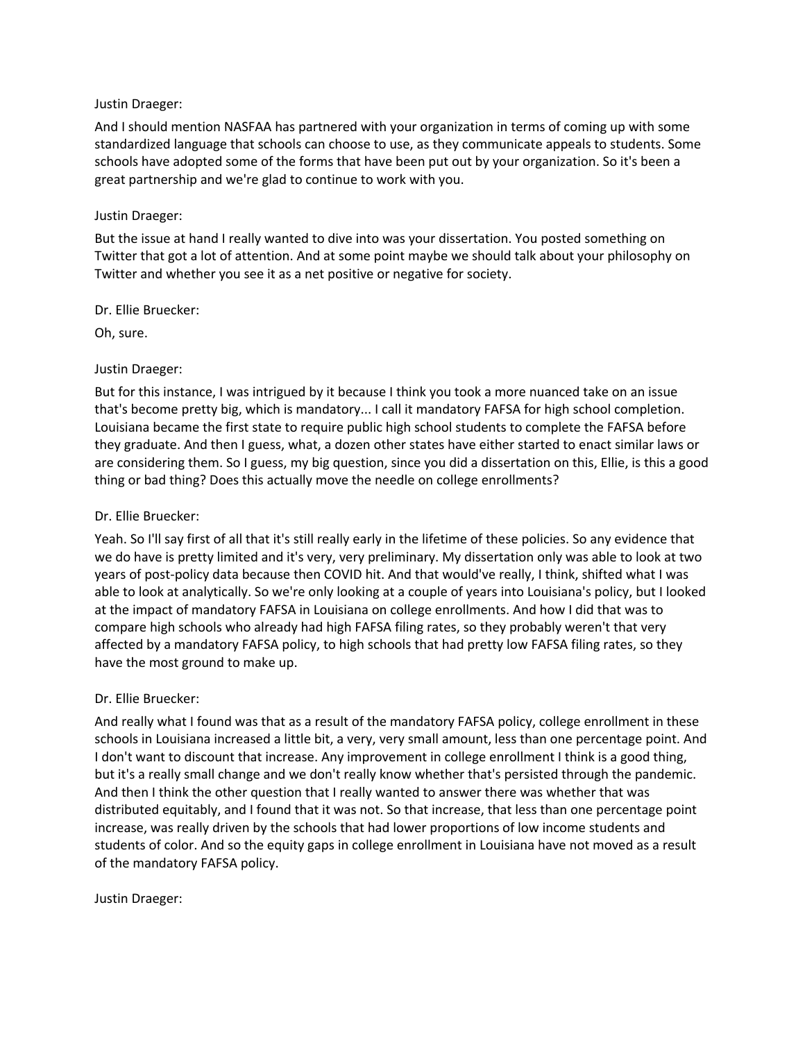Justin Draeger:

And I should mention NASFAA has partnered with your organization in terms of coming up with some standardized language that schools can choose to use, as they communicate appeals to students. Some schools have adopted some of the forms that have been put out by your organization. So it's been a great partnership and we're glad to continue to work with you.

Justin Draeger:

But the issue at hand I really wanted to dive into was your dissertation. You posted something on Twitter that got a lot of attention. And at some point maybe we should talk about your philosophy on Twitter and whether you see it as a net positive or negative for society.

Dr. Ellie Bruecker:

Oh, sure.

Justin Draeger:

But for this instance, I was intrigued by it because I think you took a more nuanced take on an issue that's become pretty big, which is mandatory... I call it mandatory FAFSA for high school completion. Louisiana became the first state to require public high school students to complete the FAFSA before they graduate. And then I guess, what, a dozen other states have either started to enact similar laws or are considering them. So I guess, my big question, since you did a dissertation on this, Ellie, is this a good thing or bad thing? Does this actually move the needle on college enrollments?

Dr. Ellie Bruecker:

Yeah. So I'll say first of all that it's still really early in the lifetime of these policies. So any evidence that we do have is pretty limited and it's very, very preliminary. My dissertation only was able to look at two years of post-policy data because then COVID hit. And that would've really, I think, shifted what I was able to look at analytically. So we're only looking at a couple of years into Louisiana's policy, but I looked at the impact of mandatory FAFSA in Louisiana on college enrollments. And how I did that was to compare high schools who already had high FAFSA filing rates, so they probably weren't that very affected by a mandatory FAFSA policy, to high schools that had pretty low FAFSA filing rates, so they have the most ground to make up.

Dr. Ellie Bruecker:

And really what I found was that as a result of the mandatory FAFSA policy, college enrollment in these schools in Louisiana increased a little bit, a very, very small amount, less than one percentage point. And I don't want to discount that increase. Any improvement in college enrollment I think is a good thing, but it's a really small change and we don't really know whether that's persisted through the pandemic. And then I think the other question that I really wanted to answer there was whether that was distributed equitably, and I found that it was not. So that increase, that less than one percentage point increase, was really driven by the schools that had lower proportions of low income students and students of color. And so the equity gaps in college enrollment in Louisiana have not moved as a result of the mandatory FAFSA policy.

Justin Draeger: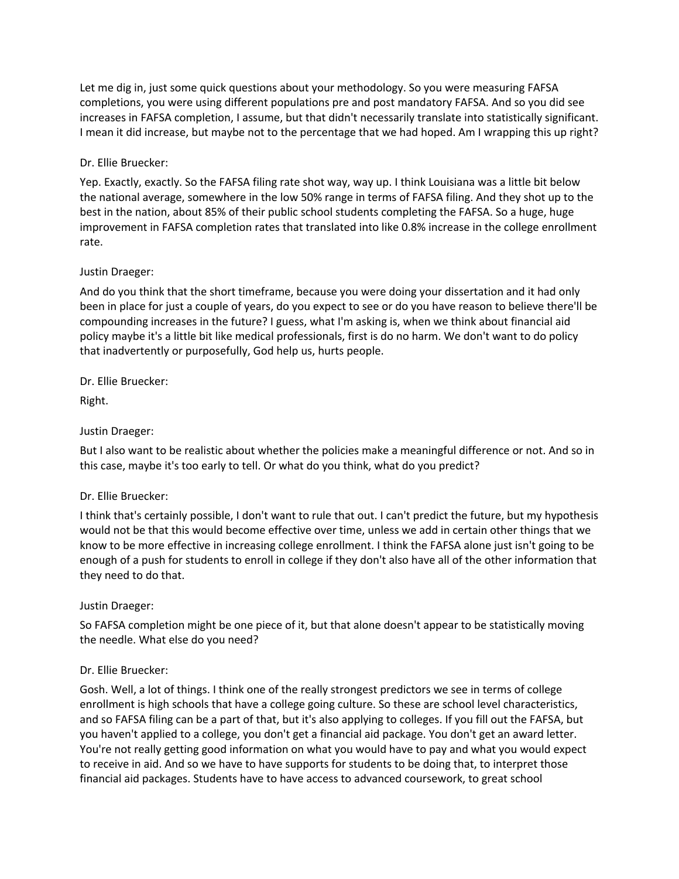Let me dig in, just some quick questions about your methodology. So you were measuring FAFSA completions, you were using different populations pre and post mandatory FAFSA. And so you did see increases in FAFSA completion, I assume, but that didn't necessarily translate into statistically significant. I mean it did increase, but maybe not to the percentage that we had hoped. Am I wrapping this up right?

Dr. Ellie Bruecker:

Yep. Exactly, exactly. So the FAFSA filing rate shot way, way up. I think Louisiana was a little bit below the national average, somewhere in the low 50% range in terms of FAFSA filing. And they shot up to the best in the nation, about 85% of their public school students completing the FAFSA. So a huge, huge improvement in FAFSA completion rates that translated into like 0.8% increase in the college enrollment rate.

Justin Draeger:

And do you think that the short timeframe, because you were doing your dissertation and it had only been in place for just a couple of years, do you expect to see or do you have reason to believe there'll be compounding increases in the future? I guess, what I'm asking is, when we think about financial aid policy maybe it's a little bit like medical professionals, first is do no harm. We don't want to do policy that inadvertently or purposefully, God help us, hurts people.

Dr. Ellie Bruecker:

Right.

Justin Draeger:

But I also want to be realistic about whether the policies make a meaningful difference or not. And so in this case, maybe it's too early to tell. Or what do you think, what do you predict?

Dr. Ellie Bruecker:

I think that's certainly possible, I don't want to rule that out. I can't predict the future, but my hypothesis would not be that this would become effective over time, unless we add in certain other things that we know to be more effective in increasing college enrollment. I think the FAFSA alone just isn't going to be enough of a push for students to enroll in college if they don't also have all of the other information that they need to do that.

Justin Draeger:

So FAFSA completion might be one piece of it, but that alone doesn't appear to be statistically moving the needle. What else do you need?

Dr. Ellie Bruecker:

Gosh. Well, a lot of things. I think one of the really strongest predictors we see in terms of college enrollment is high schools that have a college going culture. So these are school level characteristics, and so FAFSA filing can be a part of that, but it's also applying to colleges. If you fill out the FAFSA, but you haven't applied to a college, you don't get a financial aid package. You don't get an award letter. You're not really getting good information on what you would have to pay and what you would expect to receive in aid. And so we have to have supports for students to be doing that, to interpret those financial aid packages. Students have to have access to advanced coursework, to great school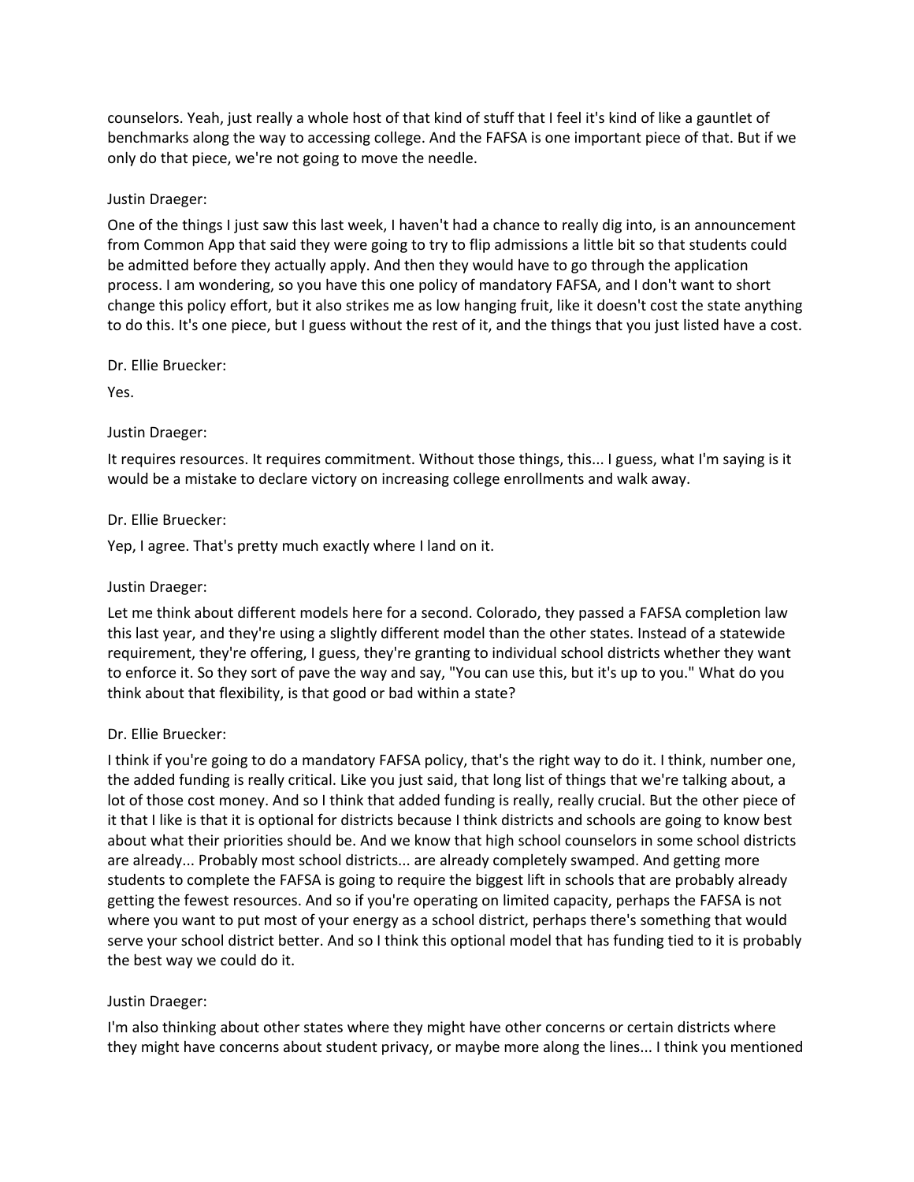counselors. Yeah, just really a whole host of that kind of stuff that I feel it's kind of like a gauntlet of benchmarks along the way to accessing college. And the FAFSA is one important piece of that. But if we only do that piece, we're not going to move the needle.

Justin Draeger:

One of the things I just saw this last week, I haven't had a chance to really dig into, is an announcement from Common App that said they were going to try to flip admissions a little bit so that students could be admitted before they actually apply. And then they would have to go through the application process. I am wondering, so you have this one policy of mandatory FAFSA, and I don't want to short change this policy effort, but it also strikes me as low hanging fruit, like it doesn't cost the state anything to do this. It's one piece, but I guess without the rest of it, and the things that you just listed have a cost.

Dr. Ellie Bruecker:

Yes.

Justin Draeger:

It requires resources. It requires commitment. Without those things, this... I guess, what I'm saying is it would be a mistake to declare victory on increasing college enrollments and walk away.

Dr. Ellie Bruecker:

Yep, I agree. That's pretty much exactly where I land on it.

Justin Draeger:

Let me think about different models here for a second. Colorado, they passed a FAFSA completion law this last year, and they're using a slightly different model than the other states. Instead of a statewide requirement, they're offering, I guess, they're granting to individual school districts whether they want to enforce it. So they sort of pave the way and say, "You can use this, but it's up to you." What do you think about that flexibility, is that good or bad within a state?

Dr. Ellie Bruecker:

I think if you're going to do a mandatory FAFSA policy, that's the right way to do it. I think, number one, the added funding is really critical. Like you just said, that long list of things that we're talking about, a lot of those cost money. And so I think that added funding is really, really crucial. But the other piece of it that I like is that it is optional for districts because I think districts and schools are going to know best about what their priorities should be. And we know that high school counselors in some school districts are already... Probably most school districts... are already completely swamped. And getting more students to complete the FAFSA is going to require the biggest lift in schools that are probably already getting the fewest resources. And so if you're operating on limited capacity, perhaps the FAFSA is not where you want to put most of your energy as a school district, perhaps there's something that would serve your school district better. And so I think this optional model that has funding tied to it is probably the best way we could do it.

Justin Draeger:

I'm also thinking about other states where they might have other concerns or certain districts where they might have concerns about student privacy, or maybe more along the lines... I think you mentioned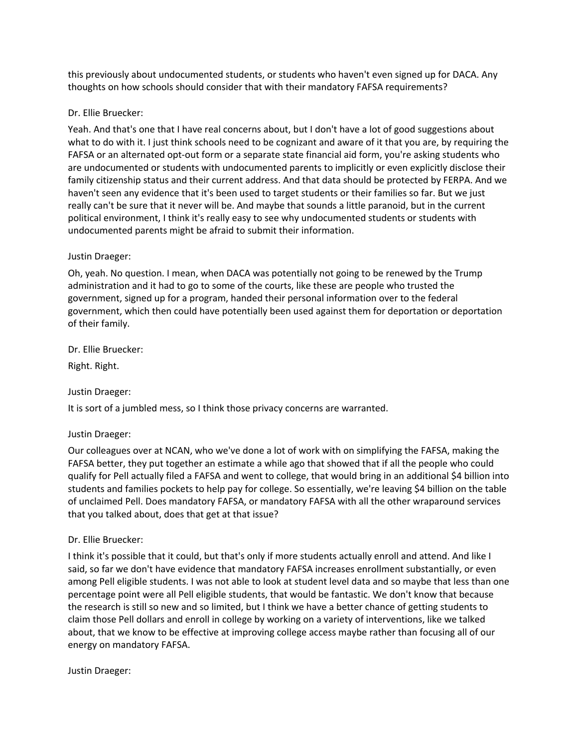this previously about undocumented students, or students who haven't even signed up for DACA. Any thoughts on how schools should consider that with their mandatory FAFSA requirements?

Dr. Ellie Bruecker:

Yeah. And that's one that I have real concerns about, but I don't have a lot of good suggestions about what to do with it. I just think schools need to be cognizant and aware of it that you are, by requiring the FAFSA or an alternated opt-out form or a separate state financial aid form, you're asking students who are undocumented or students with undocumented parents to implicitly or even explicitly disclose their family citizenship status and their current address. And that data should be protected by FERPA. And we haven't seen any evidence that it's been used to target students or their families so far. But we just really can't be sure that it never will be. And maybe that sounds a little paranoid, but in the current political environment, I think it's really easy to see why undocumented students or students with undocumented parents might be afraid to submit their information.

Justin Draeger:

Oh, yeah. No question. I mean, when DACA was potentially not going to be renewed by the Trump administration and it had to go to some of the courts, like these are people who trusted the government, signed up for a program, handed their personal information over to the federal government, which then could have potentially been used against them for deportation or deportation of their family.

Dr. Ellie Bruecker:

Right. Right.

Justin Draeger:

It is sort of a jumbled mess, so I think those privacy concerns are warranted.

Justin Draeger:

Our colleagues over at NCAN, who we've done a lot of work with on simplifying the FAFSA, making the FAFSA better, they put together an estimate a while ago that showed that if all the people who could qualify for Pell actually filed a FAFSA and went to college, that would bring in an additional $4 billion into students and families pockets to help pay for college. So essentially, we're leaving $4 billion on the table of unclaimed Pell. Does mandatory FAFSA, or mandatory FAFSA with all the other wraparound services that you talked about, does that get at that issue?

Dr. Ellie Bruecker:

I think it's possible that it could, but that's only if more students actually enroll and attend. And like I said, so far we don't have evidence that mandatory FAFSA increases enrollment substantially, or even among Pell eligible students. I was not able to look at student level data and so maybe that less than one percentage point were all Pell eligible students, that would be fantastic. We don't know that because the research is still so new and so limited, but I think we have a better chance of getting students to claim those Pell dollars and enroll in college by working on a variety of interventions, like we talked about, that we know to be effective at improving college access maybe rather than focusing all of our energy on mandatory FAFSA.

Justin Draeger: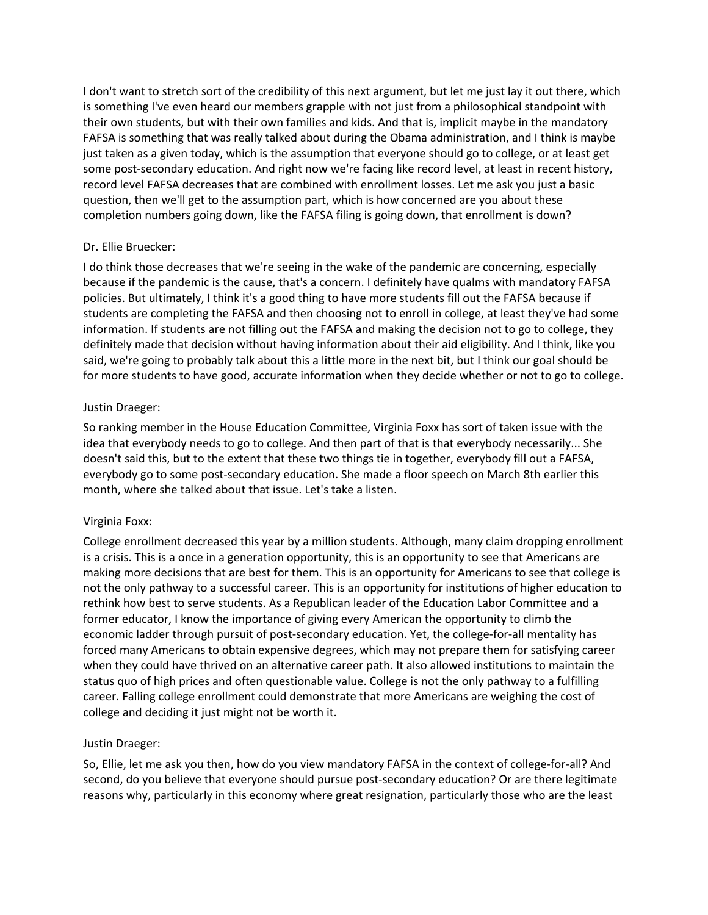I don't want to stretch sort of the credibility of this next argument, but let me just lay it out there, which is something I've even heard our members grapple with not just from a philosophical standpoint with their own students, but with their own families and kids. And that is, implicit maybe in the mandatory FAFSA is something that was really talked about during the Obama administration, and I think is maybe just taken as a given today, which is the assumption that everyone should go to college, or at least get some post-secondary education. And right now we're facing like record level, at least in recent history, record level FAFSA decreases that are combined with enrollment losses. Let me ask you just a basic question, then we'll get to the assumption part, which is how concerned are you about these completion numbers going down, like the FAFSA filing is going down, that enrollment is down?

Dr. Ellie Bruecker:

I do think those decreases that we're seeing in the wake of the pandemic are concerning, especially because if the pandemic is the cause, that's a concern. I definitely have qualms with mandatory FAFSA policies. But ultimately, I think it's a good thing to have more students fill out the FAFSA because if students are completing the FAFSA and then choosing not to enroll in college, at least they've had some information. If students are not filling out the FAFSA and making the decision not to go to college, they definitely made that decision without having information about their aid eligibility. And I think, like you said, we're going to probably talk about this a little more in the next bit, but I think our goal should be for more students to have good, accurate information when they decide whether or not to go to college.

Justin Draeger:

So ranking member in the House Education Committee, Virginia Foxx has sort of taken issue with the idea that everybody needs to go to college. And then part of that is that everybody necessarily... She doesn't said this, but to the extent that these two things tie in together, everybody fill out a FAFSA, everybody go to some post-secondary education. She made a floor speech on March 8th earlier this month, where she talked about that issue. Let's take a listen.

Virginia Foxx:

College enrollment decreased this year by a million students. Although, many claim dropping enrollment is a crisis. This is a once in a generation opportunity, this is an opportunity to see that Americans are making more decisions that are best for them. This is an opportunity for Americans to see that college is not the only pathway to a successful career. This is an opportunity for institutions of higher education to rethink how best to serve students. As a Republican leader of the Education Labor Committee and a former educator, I know the importance of giving every American the opportunity to climb the economic ladder through pursuit of post-secondary education. Yet, the college-for-all mentality has forced many Americans to obtain expensive degrees, which may not prepare them for satisfying career when they could have thrived on an alternative career path. It also allowed institutions to maintain the status quo of high prices and often questionable value. College is not the only pathway to a fulfilling career. Falling college enrollment could demonstrate that more Americans are weighing the cost of college and deciding it just might not be worth it.

Justin Draeger:

So, Ellie, let me ask you then, how do you view mandatory FAFSA in the context of college-for-all? And second, do you believe that everyone should pursue post-secondary education? Or are there legitimate reasons why, particularly in this economy where great resignation, particularly those who are the least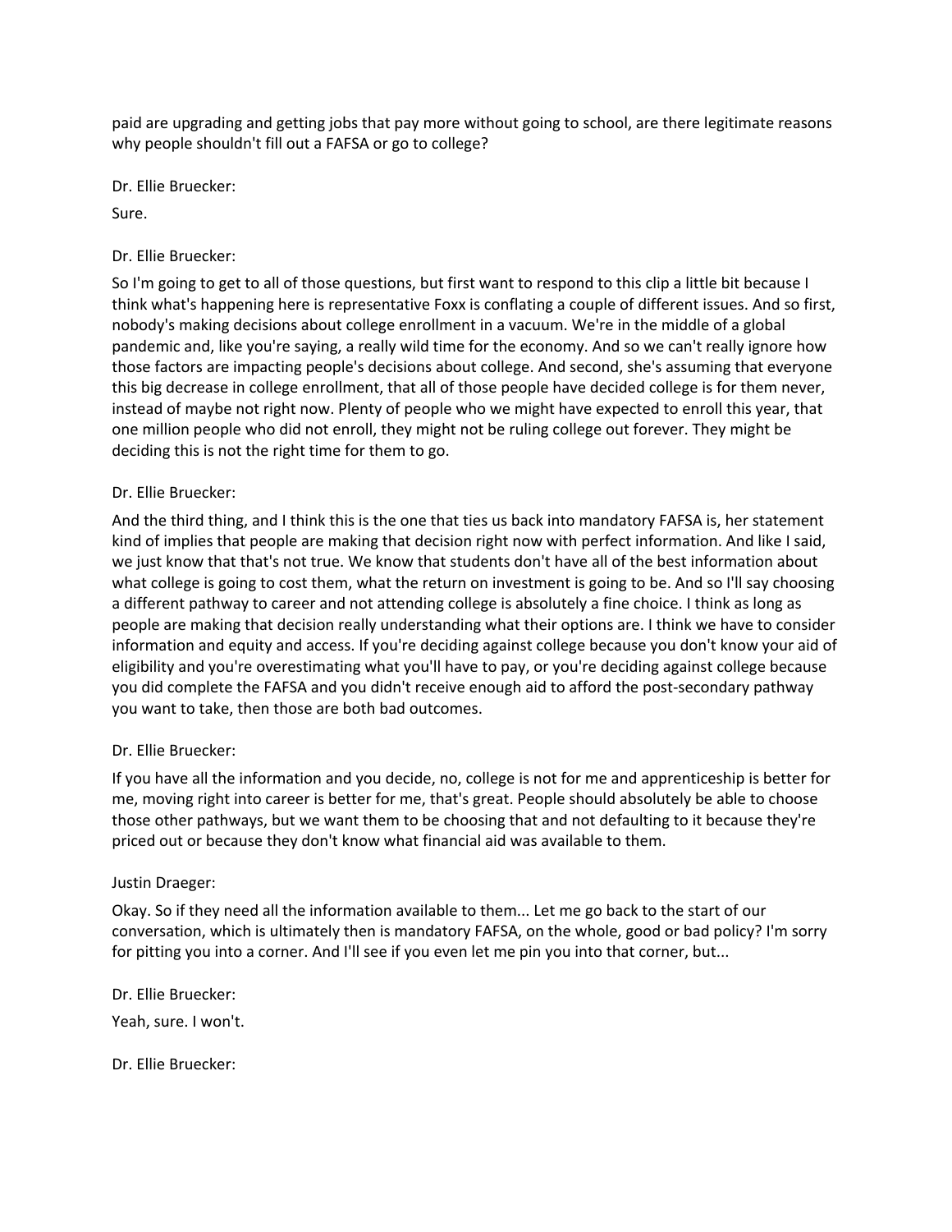paid are upgrading and getting jobs that pay more without going to school, are there legitimate reasons why people shouldn't fill out a FAFSA or go to college?

Dr. Ellie Bruecker:

Sure.

Dr. Ellie Bruecker:

So I'm going to get to all of those questions, but first want to respond to this clip a little bit because I think what's happening here is representative Foxx is conflating a couple of different issues. And so first, nobody's making decisions about college enrollment in a vacuum. We're in the middle of a global pandemic and, like you're saying, a really wild time for the economy. And so we can't really ignore how those factors are impacting people's decisions about college. And second, she's assuming that everyone this big decrease in college enrollment, that all of those people have decided college is for them never, instead of maybe not right now. Plenty of people who we might have expected to enroll this year, that one million people who did not enroll, they might not be ruling college out forever. They might be deciding this is not the right time for them to go.

Dr. Ellie Bruecker:

And the third thing, and I think this is the one that ties us back into mandatory FAFSA is, her statement kind of implies that people are making that decision right now with perfect information. And like I said, we just know that that's not true. We know that students don't have all of the best information about what college is going to cost them, what the return on investment is going to be. And so I'll say choosing a different pathway to career and not attending college is absolutely a fine choice. I think as long as people are making that decision really understanding what their options are. I think we have to consider information and equity and access. If you're deciding against college because you don't know your aid of eligibility and you're overestimating what you'll have to pay, or you're deciding against college because you did complete the FAFSA and you didn't receive enough aid to afford the post-secondary pathway you want to take, then those are both bad outcomes.

Dr. Ellie Bruecker:

If you have all the information and you decide, no, college is not for me and apprenticeship is better for me, moving right into career is better for me, that's great. People should absolutely be able to choose those other pathways, but we want them to be choosing that and not defaulting to it because they're priced out or because they don't know what financial aid was available to them.

Justin Draeger:

Okay. So if they need all the information available to them... Let me go back to the start of our conversation, which is ultimately then is mandatory FAFSA, on the whole, good or bad policy? I'm sorry for pitting you into a corner. And I'll see if you even let me pin you into that corner, but...

Dr. Ellie Bruecker:

Yeah, sure. I won't.

Dr. Ellie Bruecker: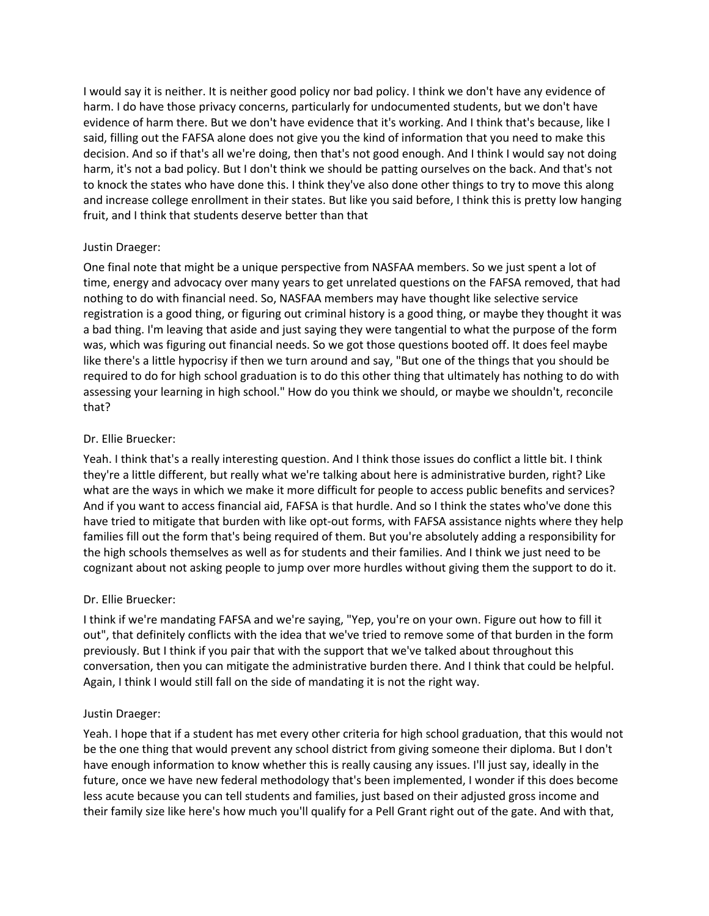I would say it is neither. It is neither good policy nor bad policy. I think we don't have any evidence of harm. I do have those privacy concerns, particularly for undocumented students, but we don't have evidence of harm there. But we don't have evidence that it's working. And I think that's because, like I said, filling out the FAFSA alone does not give you the kind of information that you need to make this decision. And so if that's all we're doing, then that's not good enough. And I think I would say not doing harm, it's not a bad policy. But I don't think we should be patting ourselves on the back. And that's not to knock the states who have done this. I think they've also done other things to try to move this along and increase college enrollment in their states. But like you said before, I think this is pretty low hanging fruit, and I think that students deserve better than that

Justin Draeger:

One final note that might be a unique perspective from NASFAA members. So we just spent a lot of time, energy and advocacy over many years to get unrelated questions on the FAFSA removed, that had nothing to do with financial need. So, NASFAA members may have thought like selective service registration is a good thing, or figuring out criminal history is a good thing, or maybe they thought it was a bad thing. I'm leaving that aside and just saying they were tangential to what the purpose of the form was, which was figuring out financial needs. So we got those questions booted off. It does feel maybe like there's a little hypocrisy if then we turn around and say, "But one of the things that you should be required to do for high school graduation is to do this other thing that ultimately has nothing to do with assessing your learning in high school." How do you think we should, or maybe we shouldn't, reconcile that?

Dr. Ellie Bruecker:

Yeah. I think that's a really interesting question. And I think those issues do conflict a little bit. I think they're a little different, but really what we're talking about here is administrative burden, right? Like what are the ways in which we make it more difficult for people to access public benefits and services? And if you want to access financial aid, FAFSA is that hurdle. And so I think the states who've done this have tried to mitigate that burden with like opt-out forms, with FAFSA assistance nights where they help families fill out the form that's being required of them. But you're absolutely adding a responsibility for the high schools themselves as well as for students and their families. And I think we just need to be cognizant about not asking people to jump over more hurdles without giving them the support to do it.

Dr. Ellie Bruecker:

I think if we're mandating FAFSA and we're saying, "Yep, you're on your own. Figure out how to fill it out", that definitely conflicts with the idea that we've tried to remove some of that burden in the form previously. But I think if you pair that with the support that we've talked about throughout this conversation, then you can mitigate the administrative burden there. And I think that could be helpful. Again, I think I would still fall on the side of mandating it is not the right way.

Justin Draeger:

Yeah. I hope that if a student has met every other criteria for high school graduation, that this would not be the one thing that would prevent any school district from giving someone their diploma. But I don't have enough information to know whether this is really causing any issues. I'll just say, ideally in the future, once we have new federal methodology that's been implemented, I wonder if this does become less acute because you can tell students and families, just based on their adjusted gross income and their family size like here's how much you'll qualify for a Pell Grant right out of the gate. And with that,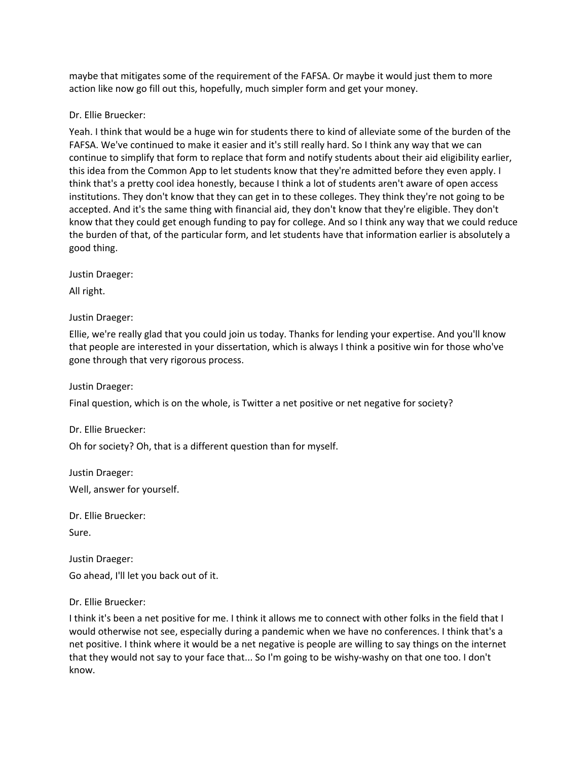maybe that mitigates some of the requirement of the FAFSA. Or maybe it would just them to more action like now go fill out this, hopefully, much simpler form and get your money.

Dr. Ellie Bruecker:

Yeah. I think that would be a huge win for students there to kind of alleviate some of the burden of the FAFSA. We've continued to make it easier and it's still really hard. So I think any way that we can continue to simplify that form to replace that form and notify students about their aid eligibility earlier, this idea from the Common App to let students know that they're admitted before they even apply. I think that's a pretty cool idea honestly, because I think a lot of students aren't aware of open access institutions. They don't know that they can get in to these colleges. They think they're not going to be accepted. And it's the same thing with financial aid, they don't know that they're eligible. They don't know that they could get enough funding to pay for college. And so I think any way that we could reduce the burden of that, of the particular form, and let students have that information earlier is absolutely a good thing.

Justin Draeger:

All right.

Justin Draeger:

Ellie, we're really glad that you could join us today. Thanks for lending your expertise. And you'll know that people are interested in your dissertation, which is always I think a positive win for those who've gone through that very rigorous process.

Justin Draeger:

Final question, which is on the whole, is Twitter a net positive or net negative for society?

Dr. Ellie Bruecker:

Oh for society? Oh, that is a different question than for myself.

Justin Draeger:

Well, answer for yourself.

Dr. Ellie Bruecker:

Sure.

Justin Draeger:

Go ahead, I'll let you back out of it.

Dr. Ellie Bruecker:

I think it's been a net positive for me. I think it allows me to connect with other folks in the field that I would otherwise not see, especially during a pandemic when we have no conferences. I think that's a net positive. I think where it would be a net negative is people are willing to say things on the internet that they would not say to your face that... So I'm going to be wishy-washy on that one too. I don't know.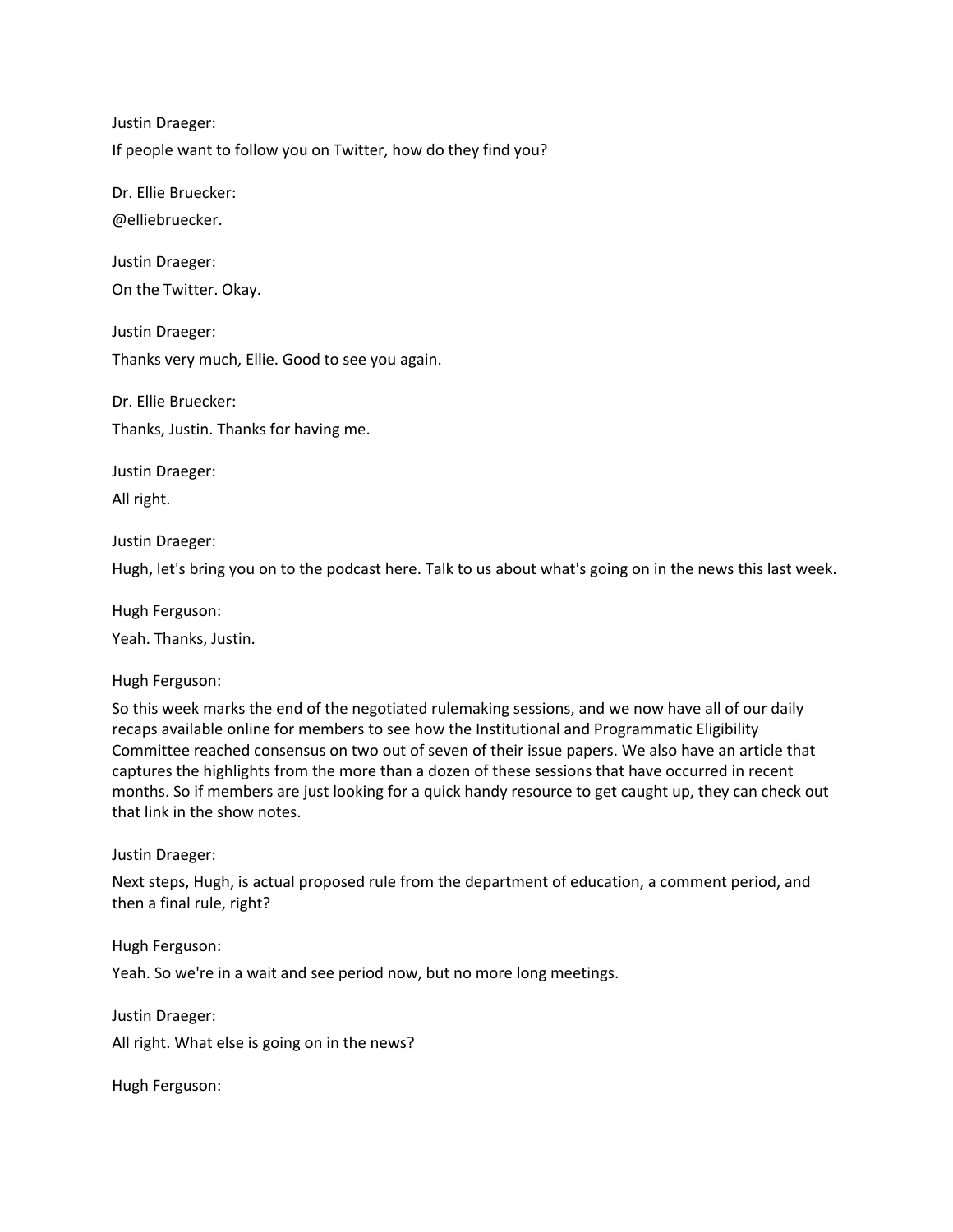Justin Draeger:

If people want to follow you on Twitter, how do they find you?

Dr. Ellie Bruecker:

@elliebruecker.

Justin Draeger:

On the Twitter. Okay.

Justin Draeger:

Thanks very much, Ellie. Good to see you again.

Dr. Ellie Bruecker:

Thanks, Justin. Thanks for having me.

Justin Draeger:

All right.

Justin Draeger:

Hugh, let's bring you on to the podcast here. Talk to us about what's going on in the news this last week.

Hugh Ferguson:

Yeah. Thanks, Justin.

Hugh Ferguson:

So this week marks the end of the negotiated rulemaking sessions, and we now have all of our daily recaps available online for members to see how the Institutional and Programmatic Eligibility Committee reached consensus on two out of seven of their issue papers. We also have an article that captures the highlights from the more than a dozen of these sessions that have occurred in recent months. So if members are just looking for a quick handy resource to get caught up, they can check out that link in the show notes.

Justin Draeger:

Next steps, Hugh, is actual proposed rule from the department of education, a comment period, and then a final rule, right?

Hugh Ferguson:

Yeah. So we're in a wait and see period now, but no more long meetings.

Justin Draeger:

All right. What else is going on in the news?

Hugh Ferguson: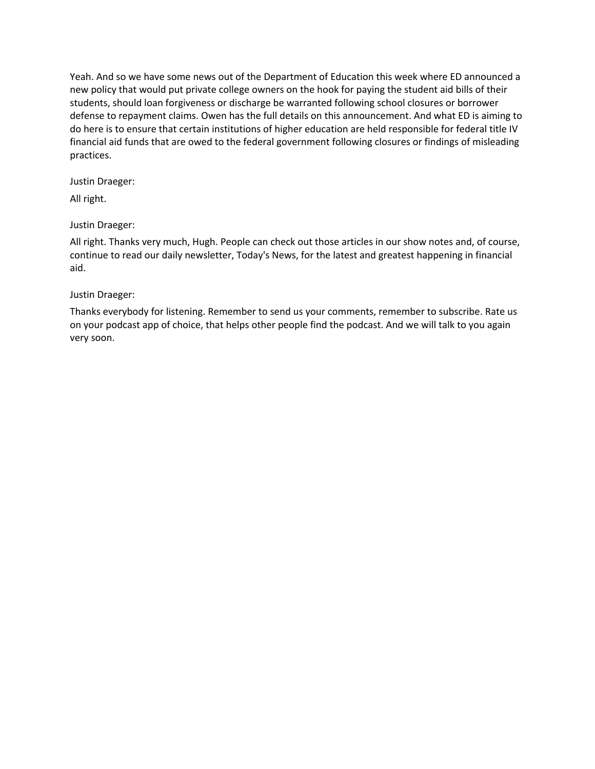Yeah. And so we have some news out of the Department of Education this week where ED announced a new policy that would put private college owners on the hook for paying the student aid bills of their students, should loan forgiveness or discharge be warranted following school closures or borrower defense to repayment claims. Owen has the full details on this announcement. And what ED is aiming to do here is to ensure that certain institutions of higher education are held responsible for federal title IV financial aid funds that are owed to the federal government following closures or findings of misleading practices.

Justin Draeger:

All right.

Justin Draeger:

All right. Thanks very much, Hugh. People can check out those articles in our show notes and, of course, continue to read our daily newsletter, Today's News, for the latest and greatest happening in financial aid.

Justin Draeger:

Thanks everybody for listening. Remember to send us your comments, remember to subscribe. Rate us on your podcast app of choice, that helps other people find the podcast. And we will talk to you again very soon.